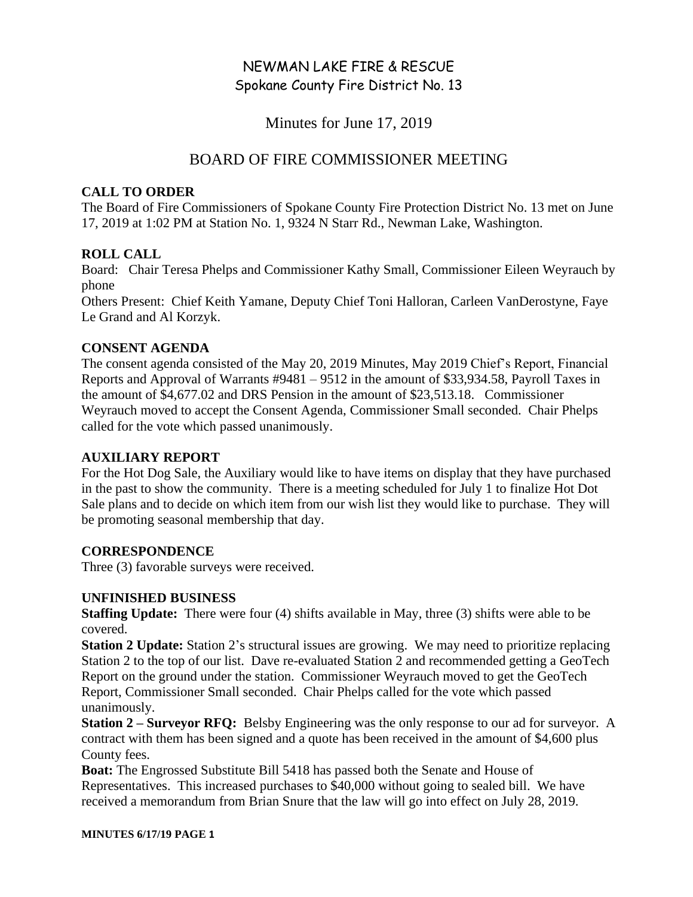# NEWMAN LAKE FIRE & RESCUE
## Spokane County Fire District No. 13

## Minutes for June 17, 2019

## BOARD OF FIRE COMMISSIONER MEETING

### CALL TO ORDER

The Board of Fire Commissioners of Spokane County Fire Protection District No. 13 met on June 17, 2019 at 1:02 PM at Station No. 1, 9324 N Starr Rd., Newman Lake, Washington.

### ROLL CALL

Board: Chair Teresa Phelps and Commissioner Kathy Small, Commissioner Eileen Weyrauch by phone

Others Present: Chief Keith Yamane, Deputy Chief Toni Halloran, Carleen VanDerostyne, Faye Le Grand and Al Korzyk.

### CONSENT AGENDA

The consent agenda consisted of the May 20, 2019 Minutes, May 2019 Chief's Report, Financial Reports and Approval of Warrants #9481 – 9512 in the amount of $33,934.58, Payroll Taxes in the amount of $4,677.02 and DRS Pension in the amount of $23,513.18. Commissioner Weyrauch moved to accept the Consent Agenda, Commissioner Small seconded. Chair Phelps called for the vote which passed unanimously.

### AUXILIARY REPORT

For the Hot Dog Sale, the Auxiliary would like to have items on display that they have purchased in the past to show the community. There is a meeting scheduled for July 1 to finalize Hot Dot Sale plans and to decide on which item from our wish list they would like to purchase. They will be promoting seasonal membership that day.

### CORRESPONDENCE

Three (3) favorable surveys were received.

### UNFINISHED BUSINESS

**Staffing Update:** There were four (4) shifts available in May, three (3) shifts were able to be covered.

**Station 2 Update:** Station 2's structural issues are growing. We may need to prioritize replacing Station 2 to the top of our list. Dave re-evaluated Station 2 and recommended getting a GeoTech Report on the ground under the station. Commissioner Weyrauch moved to get the GeoTech Report, Commissioner Small seconded. Chair Phelps called for the vote which passed unanimously.

**Station 2 – Surveyor RFQ:** Belsby Engineering was the only response to our ad for surveyor. A contract with them has been signed and a quote has been received in the amount of $4,600 plus County fees.

**Boat:** The Engrossed Substitute Bill 5418 has passed both the Senate and House of Representatives. This increased purchases to $40,000 without going to sealed bill. We have received a memorandum from Brian Snure that the law will go into effect on July 28, 2019.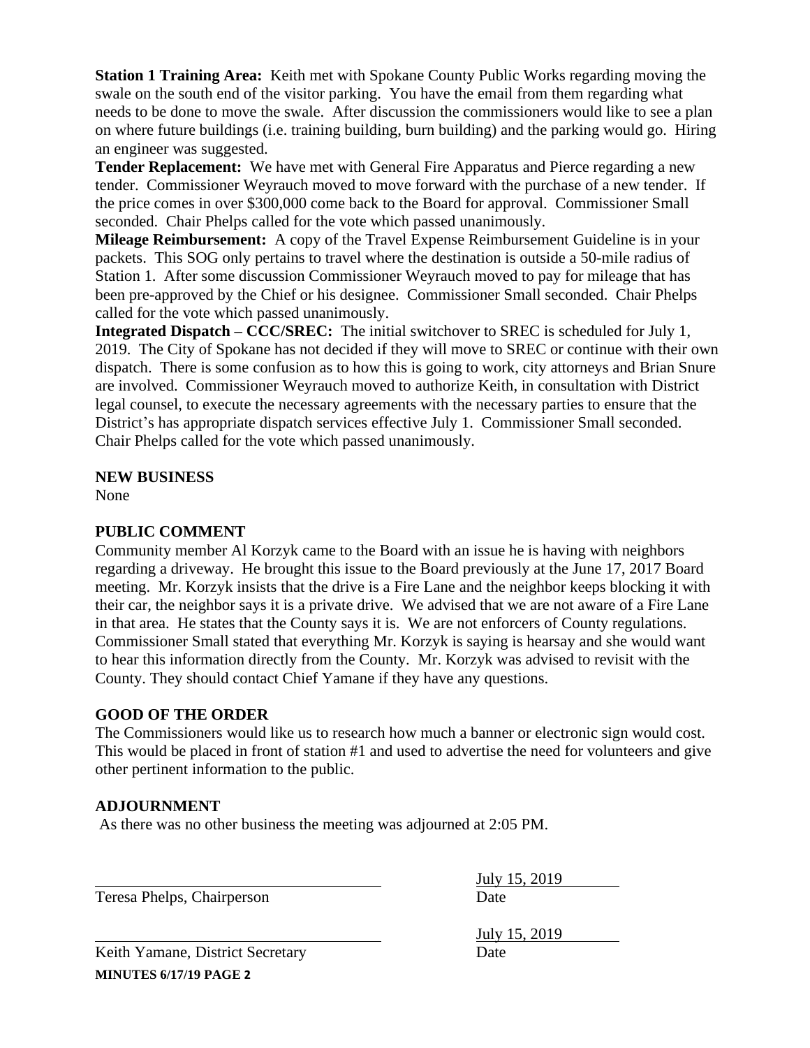**Station 1 Training Area:** Keith met with Spokane County Public Works regarding moving the swale on the south end of the visitor parking. You have the email from them regarding what needs to be done to move the swale. After discussion the commissioners would like to see a plan on where future buildings (i.e. training building, burn building) and the parking would go. Hiring an engineer was suggested.

**Tender Replacement:** We have met with General Fire Apparatus and Pierce regarding a new tender. Commissioner Weyrauch moved to move forward with the purchase of a new tender. If the price comes in over $300,000 come back to the Board for approval. Commissioner Small seconded. Chair Phelps called for the vote which passed unanimously.

**Mileage Reimbursement:** A copy of the Travel Expense Reimbursement Guideline is in your packets. This SOG only pertains to travel where the destination is outside a 50-mile radius of Station 1. After some discussion Commissioner Weyrauch moved to pay for mileage that has been pre-approved by the Chief or his designee. Commissioner Small seconded. Chair Phelps called for the vote which passed unanimously.

**Integrated Dispatch – CCC/SREC:** The initial switchover to SREC is scheduled for July 1, 2019. The City of Spokane has not decided if they will move to SREC or continue with their own dispatch. There is some confusion as to how this is going to work, city attorneys and Brian Snure are involved. Commissioner Weyrauch moved to authorize Keith, in consultation with District legal counsel, to execute the necessary agreements with the necessary parties to ensure that the District's has appropriate dispatch services effective July 1. Commissioner Small seconded. Chair Phelps called for the vote which passed unanimously.

**NEW BUSINESS**

None

**PUBLIC COMMENT**

Community member Al Korzyk came to the Board with an issue he is having with neighbors regarding a driveway. He brought this issue to the Board previously at the June 17, 2017 Board meeting. Mr. Korzyk insists that the drive is a Fire Lane and the neighbor keeps blocking it with their car, the neighbor says it is a private drive. We advised that we are not aware of a Fire Lane in that area. He states that the County says it is. We are not enforcers of County regulations. Commissioner Small stated that everything Mr. Korzyk is saying is hearsay and she would want to hear this information directly from the County. Mr. Korzyk was advised to revisit with the County. They should contact Chief Yamane if they have any questions.

**GOOD OF THE ORDER**

The Commissioners would like us to research how much a banner or electronic sign would cost. This would be placed in front of station #1 and used to advertise the need for volunteers and give other pertinent information to the public.

**ADJOURNMENT**

As there was no other business the meeting was adjourned at 2:05 PM.

\_\_\_\_\_\_\_\_\_\_\_\_\_\_\_\_\_\_\_\_\_\_\_\_\_\_\_\_ July 15, 2019

Teresa Phelps, Chairperson Date

\_\_\_\_\_\_\_\_\_\_\_\_\_\_\_\_\_\_\_\_\_\_\_\_\_\_\_\_ July 15, 2019

Keith Yamane, District Secretary Date

**MINUTES 6/17/19 PAGE 2**